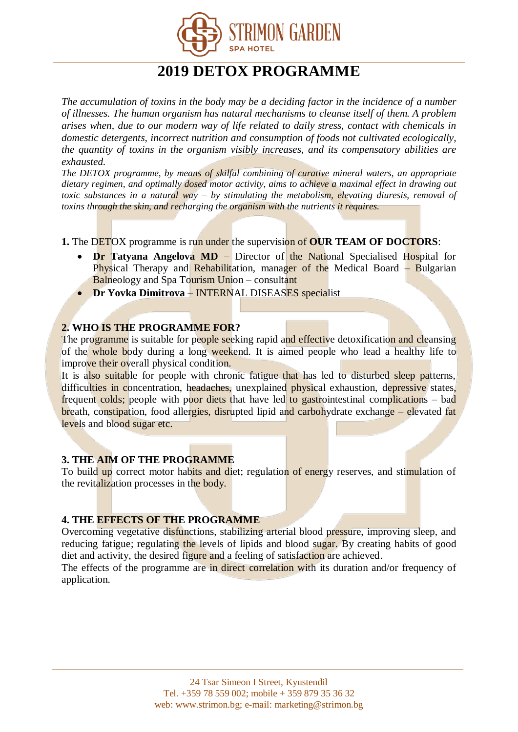# 2019 DETOX PROGRAMME

*The accumulation of toxins in the body may be a deciding factor in the incidence of a number of illnesses. The human organism has natural mechanisms to cleanse itself of them. A problem arises when, due to our modern way of life related to daily stress, contact with chemicals in domestic detergents, incorrect nutrition and consumption of foods not cultivated ecologically, the quantity of toxins in the organism visibly increases, and its compensatory abilities are exhausted.*

*The DETOX programme, by means of skilful combining of curative mineral waters, an appropriate dietary regimen, and optimally dosed motor activity, aims to achieve a maximal effect in drawing out toxic substances in a natural way – by stimulating the metabolism, elevating diuresis, removal of toxins through the skin, and recharging the organism with the nutrients it requires.*

**1.** The DETOX programme is run under the supervision of **OUR TEAM OF DOCTORS**:

- **Dr Tatyana Angelova MD** – Director of the National Specialised Hospital for Physical Therapy and Rehabilitation, manager of the Medical Board – Bulgarian Balneology and Spa Tourism Union – consultant
- **Dr Yovka Dimitrova** – INTERNAL DISEASES specialist

**2. WHO IS THE PROGRAMME FOR?**

The programme is suitable for people seeking rapid and effective detoxification and cleansing of the whole body during a long weekend. It is aimed people who lead a healthy life to improve their overall physical condition.

It is also suitable for people with chronic fatigue that has led to disturbed sleep patterns, difficulties in concentration, headaches, unexplained physical exhaustion, depressive states, frequent colds; people with poor diets that have led to gastrointestinal complications – bad breath, constipation, food allergies, disrupted lipid and carbohydrate exchange – elevated fat levels and blood sugar etc.

**3. THE AIM OF THE PROGRAMME**

To build up correct motor habits and diet; regulation of energy reserves, and stimulation of the revitalization processes in the body.

**4. THE EFFECTS OF THE PROGRAMME**

Overcoming vegetative disfunctions, stabilizing arterial blood pressure, improving sleep, and reducing fatigue; regulating the levels of lipids and blood sugar. By creating habits of good diet and activity, the desired figure and a feeling of satisfaction are achieved.

The effects of the programme are in direct correlation with its duration and/or frequency of application.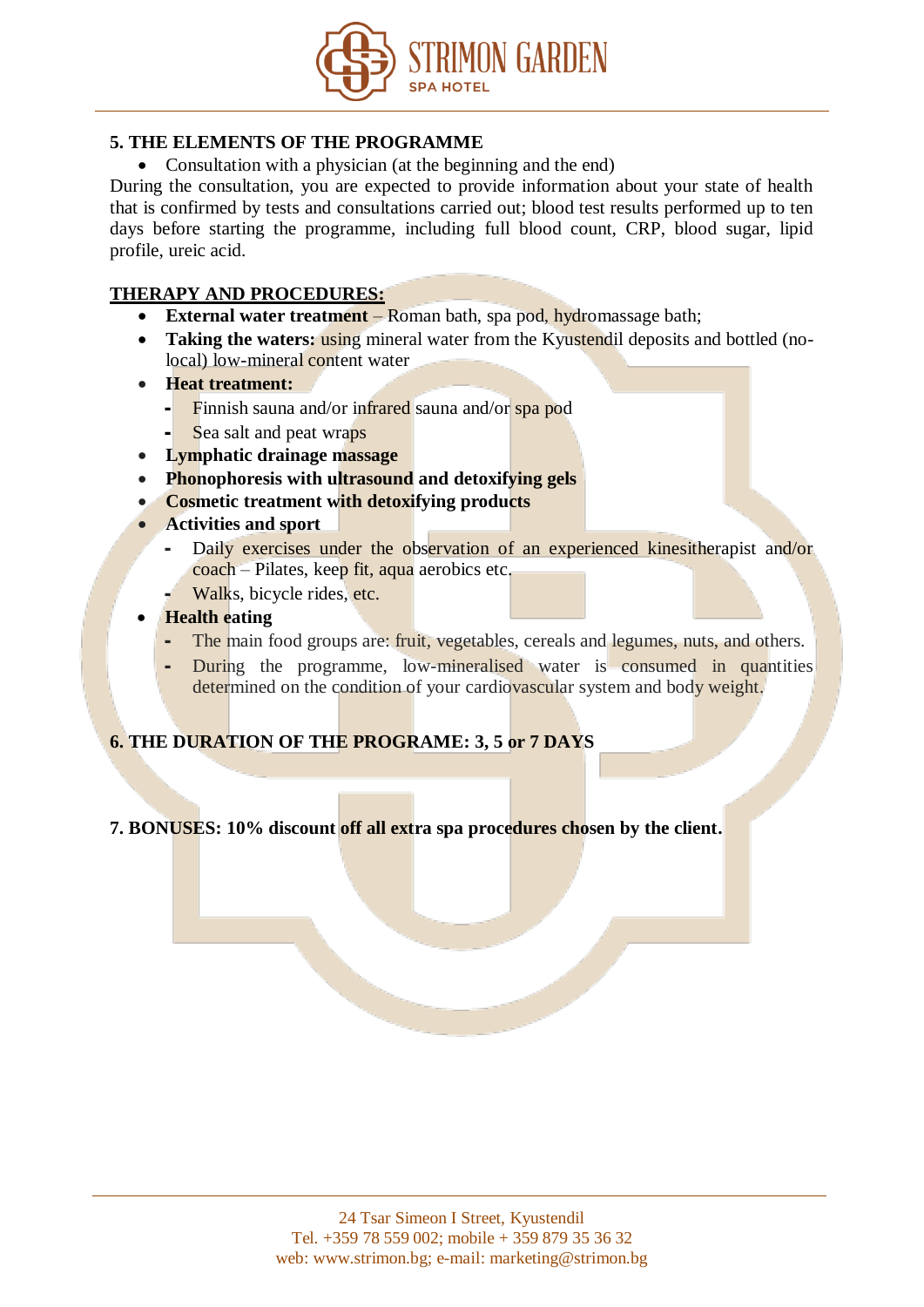## 5. THE ELEMENTS OF THE PROGRAMME

- Consultation with a physician (at the beginning and the end)

During the consultation, you are expected to provide information about your state of health that is confirmed by tests and consultations carried out; blood test results performed up to ten days before starting the programme, including full blood count, CRP, blood sugar, lipid profile, ureic acid.

**<u>THERAPY AND PROCEDURES:</u>**

- **External water treatment** – Roman bath, spa pod, hydromassage bath;
- **Taking the waters:** using mineral water from the Kyustendil deposits and bottled (no-local) low-mineral content water
- **Heat treatment:**
  - Finnish sauna and/or infrared sauna and/or spa pod
  - Sea salt and peat wraps
- **Lymphatic drainage massage**
- **Phonophoresis with ultrasound and detoxifying gels**
- **Cosmetic treatment with detoxifying products**
- **Activities and sport**
  - Daily exercises under the observation of an experienced kinesitherapist and/or coach – Pilates, keep fit, aqua aerobics etc.
  - Walks, bicycle rides, etc.
- **Health eating**
  - The main food groups are: fruit, vegetables, cereals and legumes, nuts, and others.
  - During the programme, low-mineralised water is consumed in quantities determined on the condition of your cardiovascular system and body weight.

## 6. THE DURATION OF THE PROGRAME: 3, 5 or 7 DAYS

## 7. BONUSES: 10% discount off all extra spa procedures chosen by the client.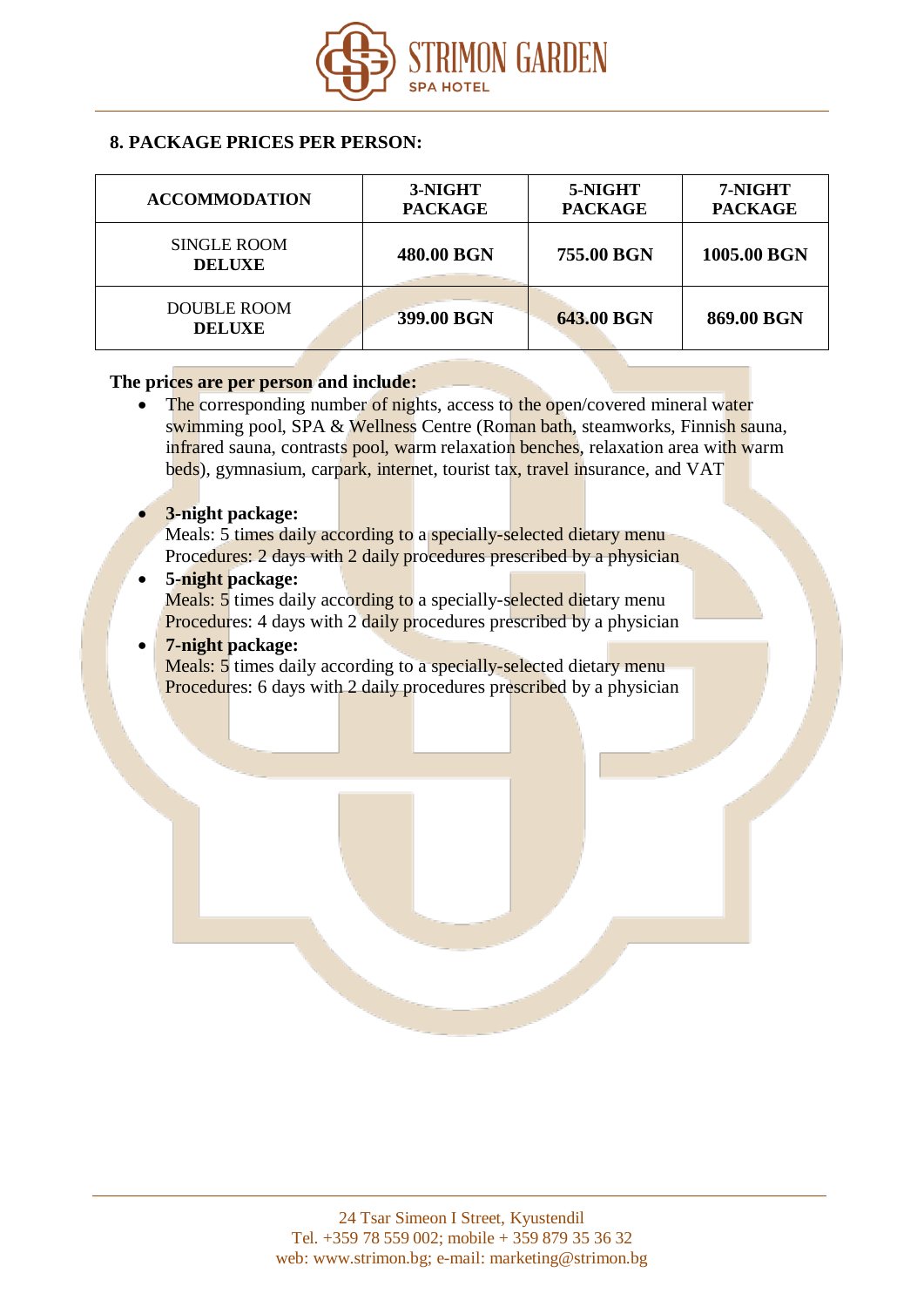## 8. PACKAGE PRICES PER PERSON:

| ACCOMMODATION | 3-NIGHT PACKAGE | 5-NIGHT PACKAGE | 7-NIGHT PACKAGE |
|---|---|---|---|
| SINGLE ROOM **DELUXE** | **480.00 BGN** | **755.00 BGN** | **1005.00 BGN** |
| DOUBLE ROOM **DELUXE** | **399.00 BGN** | **643.00 BGN** | **869.00 BGN** |

**The prices are per person and include:**

- The corresponding number of nights, access to the open/covered mineral water swimming pool, SPA & Wellness Centre (Roman bath, steamworks, Finnish sauna, infrared sauna, contrasts pool, warm relaxation benches, relaxation area with warm beds), gymnasium, carpark, internet, tourist tax, travel insurance, and VAT

- **3-night package:**
  Meals: 5 times daily according to a specially-selected dietary menu
  Procedures: 2 days with 2 daily procedures prescribed by a physician
- **5-night package:**
  Meals: 5 times daily according to a specially-selected dietary menu
  Procedures: 4 days with 2 daily procedures prescribed by a physician
- **7-night package:**
  Meals: 5 times daily according to a specially-selected dietary menu
  Procedures: 6 days with 2 daily procedures prescribed by a physician